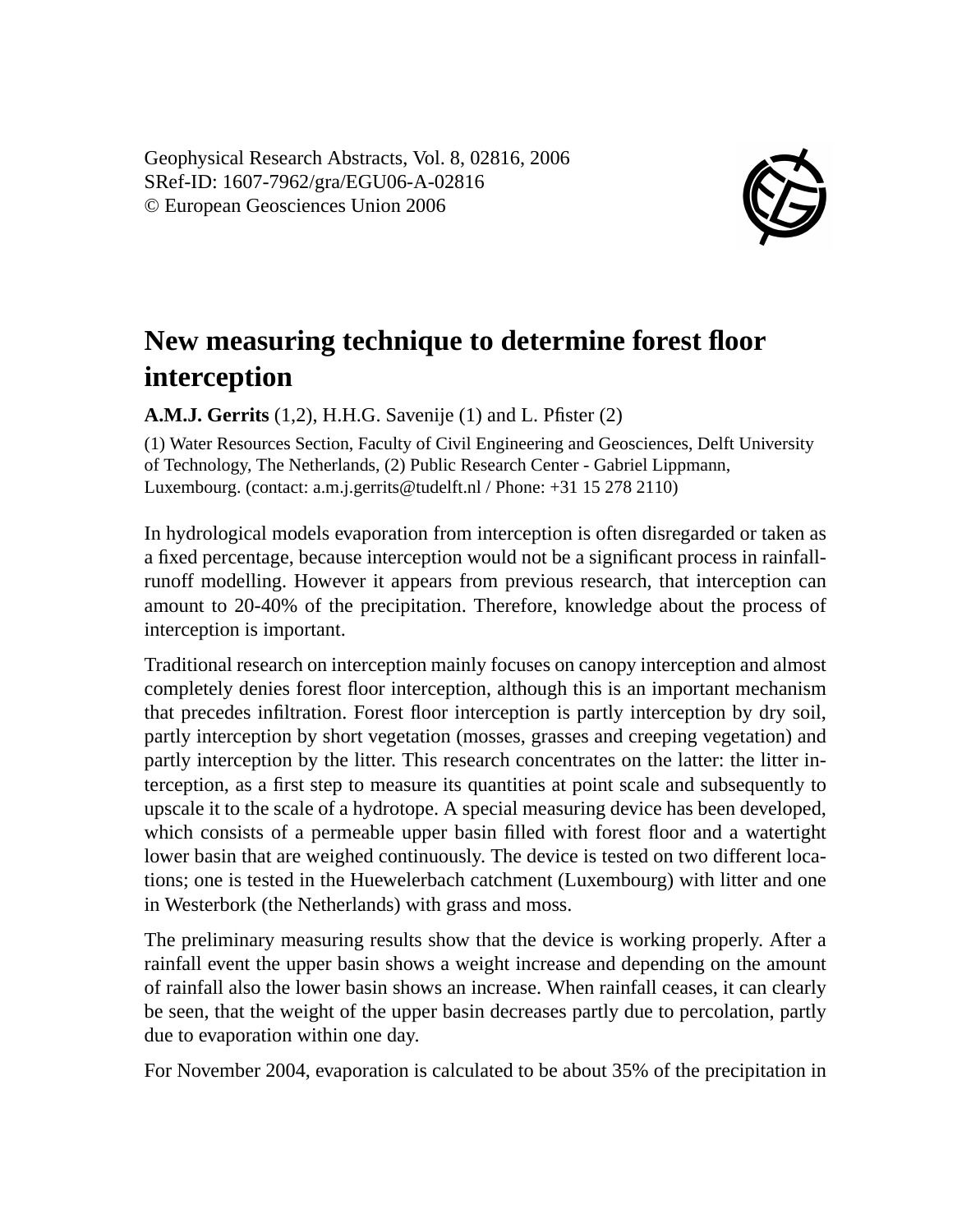Geophysical Research Abstracts, Vol. 8, 02816, 2006
SRef-ID: 1607-7962/gra/EGU06-A-02816
© European Geosciences Union 2006

# New measuring technique to determine forest floor interception

**A.M.J. Gerrits** (1,2), H.H.G. Savenije (1) and L. Pfister (2)

(1) Water Resources Section, Faculty of Civil Engineering and Geosciences, Delft University of Technology, The Netherlands, (2) Public Research Center - Gabriel Lippmann, Luxembourg. (contact: a.m.j.gerrits@tudelft.nl / Phone: +31 15 278 2110)

In hydrological models evaporation from interception is often disregarded or taken as a fixed percentage, because interception would not be a significant process in rainfall-runoff modelling. However it appears from previous research, that interception can amount to 20-40% of the precipitation. Therefore, knowledge about the process of interception is important.

Traditional research on interception mainly focuses on canopy interception and almost completely denies forest floor interception, although this is an important mechanism that precedes infiltration. Forest floor interception is partly interception by dry soil, partly interception by short vegetation (mosses, grasses and creeping vegetation) and partly interception by the litter. This research concentrates on the latter: the litter interception, as a first step to measure its quantities at point scale and subsequently to upscale it to the scale of a hydrotope. A special measuring device has been developed, which consists of a permeable upper basin filled with forest floor and a watertight lower basin that are weighed continuously. The device is tested on two different locations; one is tested in the Huewelerbach catchment (Luxembourg) with litter and one in Westerbork (the Netherlands) with grass and moss.

The preliminary measuring results show that the device is working properly. After a rainfall event the upper basin shows a weight increase and depending on the amount of rainfall also the lower basin shows an increase. When rainfall ceases, it can clearly be seen, that the weight of the upper basin decreases partly due to percolation, partly due to evaporation within one day.

For November 2004, evaporation is calculated to be about 35% of the precipitation in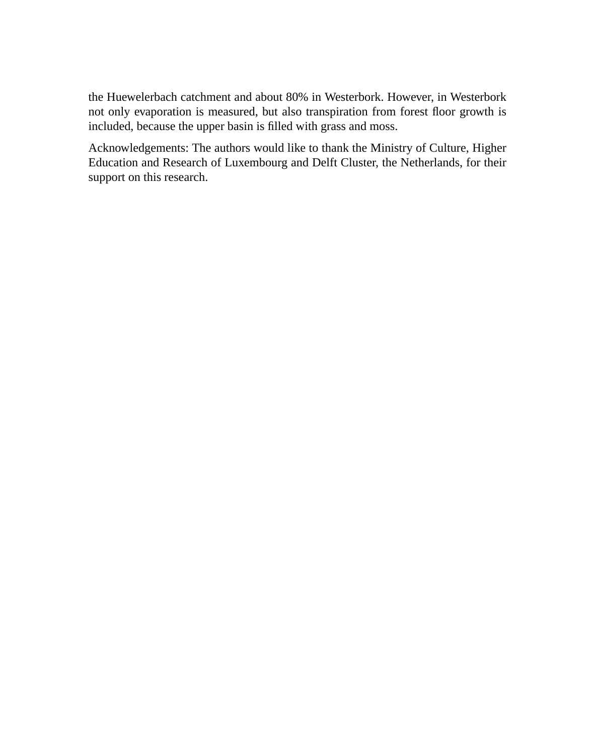the Huewelerbach catchment and about 80% in Westerbork. However, in Westerbork not only evaporation is measured, but also transpiration from forest floor growth is included, because the upper basin is filled with grass and moss.

Acknowledgements: The authors would like to thank the Ministry of Culture, Higher Education and Research of Luxembourg and Delft Cluster, the Netherlands, for their support on this research.